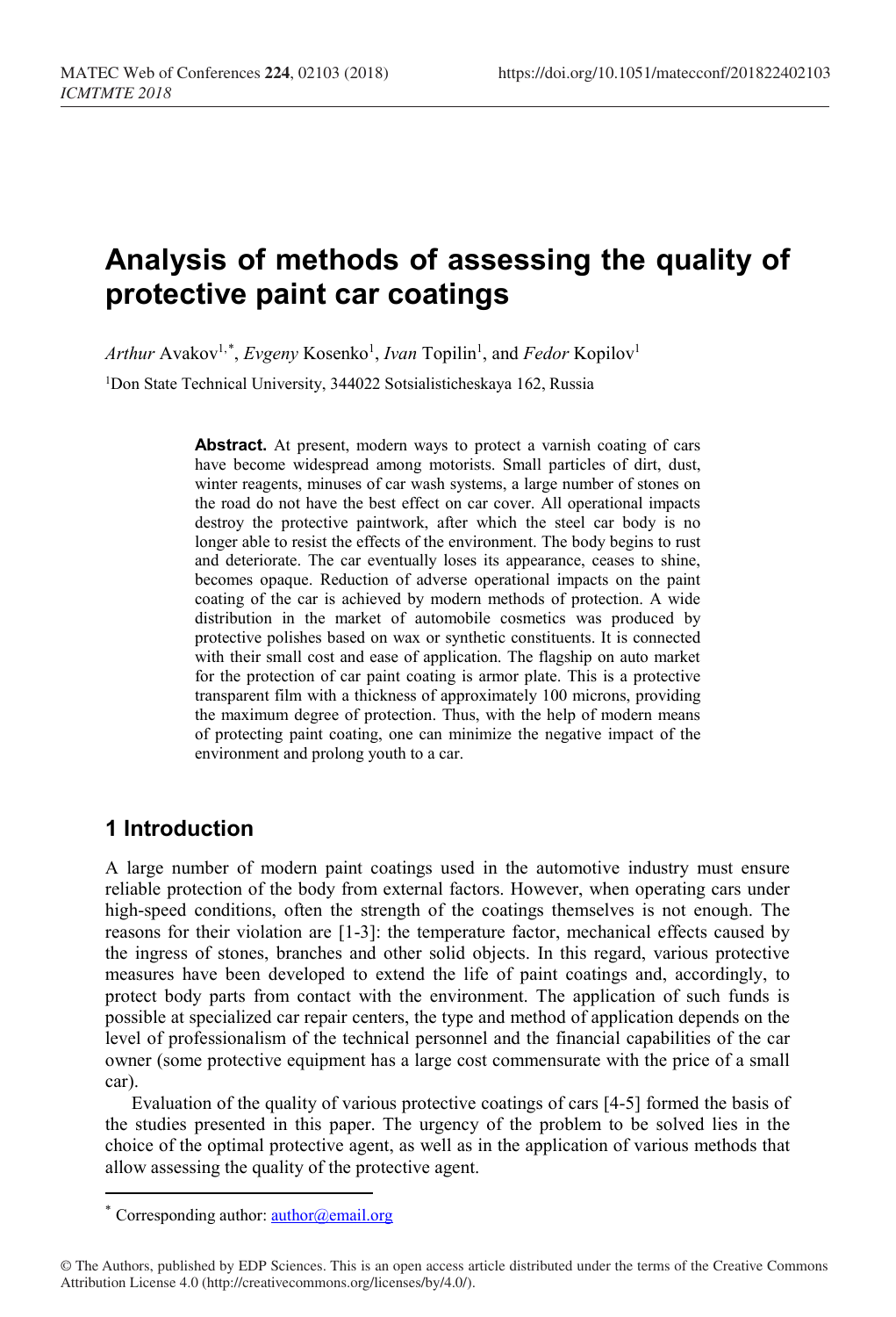# Analysis of methods of assessing the quality of protective paint car coatings

*Arthur* Avakov[1,*], *Evgeny* Kosenko[1], *Ivan* Topilin[1], and *Fedor* Kopilov[1]

[1]Don State Technical University, 344022 Sotsialisticheskaya 162, Russia

**Abstract.** At present, modern ways to protect a varnish coating of cars have become widespread among motorists. Small particles of dirt, dust, winter reagents, minuses of car wash systems, a large number of stones on the road do not have the best effect on car cover. All operational impacts destroy the protective paintwork, after which the steel car body is no longer able to resist the effects of the environment. The body begins to rust and deteriorate. The car eventually loses its appearance, ceases to shine, becomes opaque. Reduction of adverse operational impacts on the paint coating of the car is achieved by modern methods of protection. A wide distribution in the market of automobile cosmetics was produced by protective polishes based on wax or synthetic constituents. It is connected with their small cost and ease of application. The flagship on auto market for the protection of car paint coating is armor plate. This is a protective transparent film with a thickness of approximately 100 microns, providing the maximum degree of protection. Thus, with the help of modern means of protecting paint coating, one can minimize the negative impact of the environment and prolong youth to a car.

## 1 Introduction

A large number of modern paint coatings used in the automotive industry must ensure reliable protection of the body from external factors. However, when operating cars under high-speed conditions, often the strength of the coatings themselves is not enough. The reasons for their violation are [1-3]: the temperature factor, mechanical effects caused by the ingress of stones, branches and other solid objects. In this regard, various protective measures have been developed to extend the life of paint coatings and, accordingly, to protect body parts from contact with the environment. The application of such funds is possible at specialized car repair centers, the type and method of application depends on the level of professionalism of the technical personnel and the financial capabilities of the car owner (some protective equipment has a large cost commensurate with the price of a small car).

Evaluation of the quality of various protective coatings of cars [4-5] formed the basis of the studies presented in this paper. The urgency of the problem to be solved lies in the choice of the optimal protective agent, as well as in the application of various methods that allow assessing the quality of the protective agent.

* Corresponding author: author@email.org

© The Authors, published by EDP Sciences. This is an open access article distributed under the terms of the Creative Commons Attribution License 4.0 (http://creativecommons.org/licenses/by/4.0/).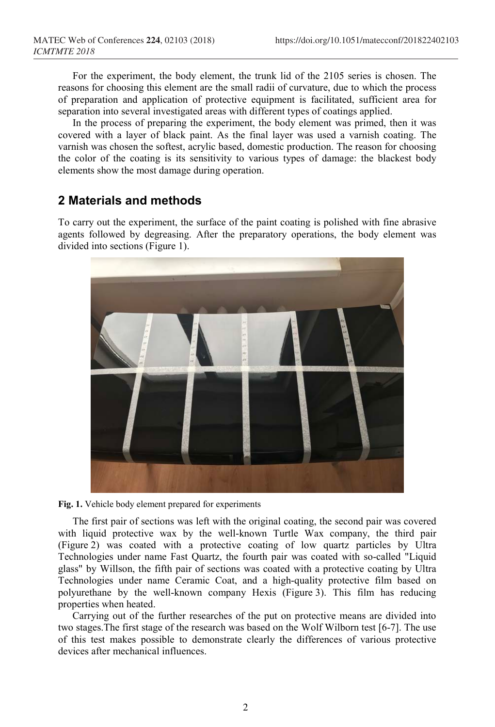For the experiment, the body element, the trunk lid of the 2105 series is chosen. The reasons for choosing this element are the small radii of curvature, due to which the process of preparation and application of protective equipment is facilitated, sufficient area for separation into several investigated areas with different types of coatings applied.

In the process of preparing the experiment, the body element was primed, then it was covered with a layer of black paint. As the final layer was used a varnish coating. The varnish was chosen the softest, acrylic based, domestic production. The reason for choosing the color of the coating is its sensitivity to various types of damage: the blackest body elements show the most damage during operation.

## 2 Materials and methods

To carry out the experiment, the surface of the paint coating is polished with fine abrasive agents followed by degreasing. After the preparatory operations, the body element was divided into sections (Figure 1).

**Fig. 1.** Vehicle body element prepared for experiments

The first pair of sections was left with the original coating, the second pair was covered with liquid protective wax by the well-known Turtle Wax company, the third pair (Figure 2) was coated with a protective coating of low quartz particles by Ultra Technologies under name Fast Quartz, the fourth pair was coated with so-called "Liquid glass" by Willson, the fifth pair of sections was coated with a protective coating by Ultra Technologies under name Ceramic Coat, and a high-quality protective film based on polyurethane by the well-known company Hexis (Figure 3). This film has reducing properties when heated.

Carrying out of the further researches of the put on protective means are divided into two stages.The first stage of the research was based on the Wolf Wilborn test [6-7]. The use of this test makes possible to demonstrate clearly the differences of various protective devices after mechanical influences.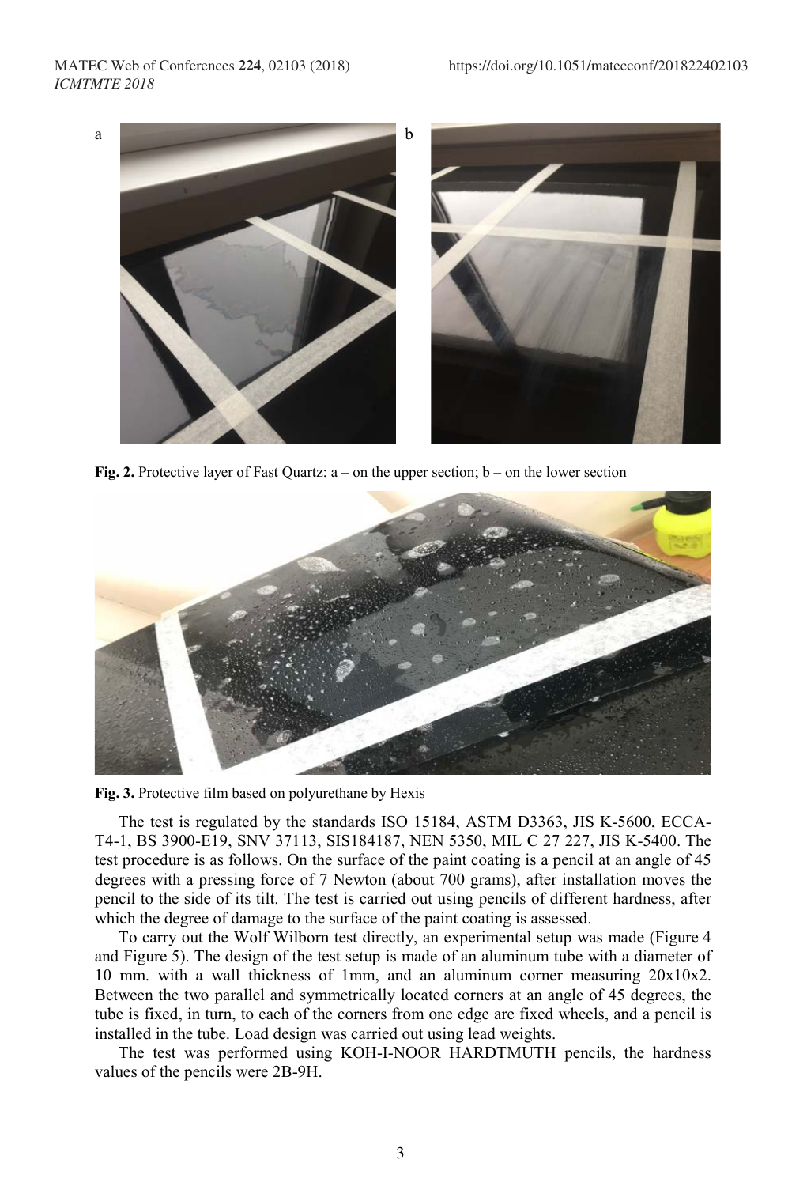Fig. 2. Protective layer of Fast Quartz: a – on the upper section; b – on the lower section

Fig. 3. Protective film based on polyurethane by Hexis

The test is regulated by the standards ISO 15184, ASTM D3363, JIS K-5600, ECCA-T4-1, BS 3900-E19, SNV 37113, SIS184187, NEN 5350, MIL C 27 227, JIS K-5400. The test procedure is as follows. On the surface of the paint coating is a pencil at an angle of 45 degrees with a pressing force of 7 Newton (about 700 grams), after installation moves the pencil to the side of its tilt. The test is carried out using pencils of different hardness, after which the degree of damage to the surface of the paint coating is assessed.

To carry out the Wolf Wilborn test directly, an experimental setup was made (Figure 4 and Figure 5). The design of the test setup is made of an aluminum tube with a diameter of 10 mm. with a wall thickness of 1mm, and an aluminum corner measuring 20x10x2. Between the two parallel and symmetrically located corners at an angle of 45 degrees, the tube is fixed, in turn, to each of the corners from one edge are fixed wheels, and a pencil is installed in the tube. Load design was carried out using lead weights.

The test was performed using KOH-I-NOOR HARDTMUTH pencils, the hardness values of the pencils were 2B-9H.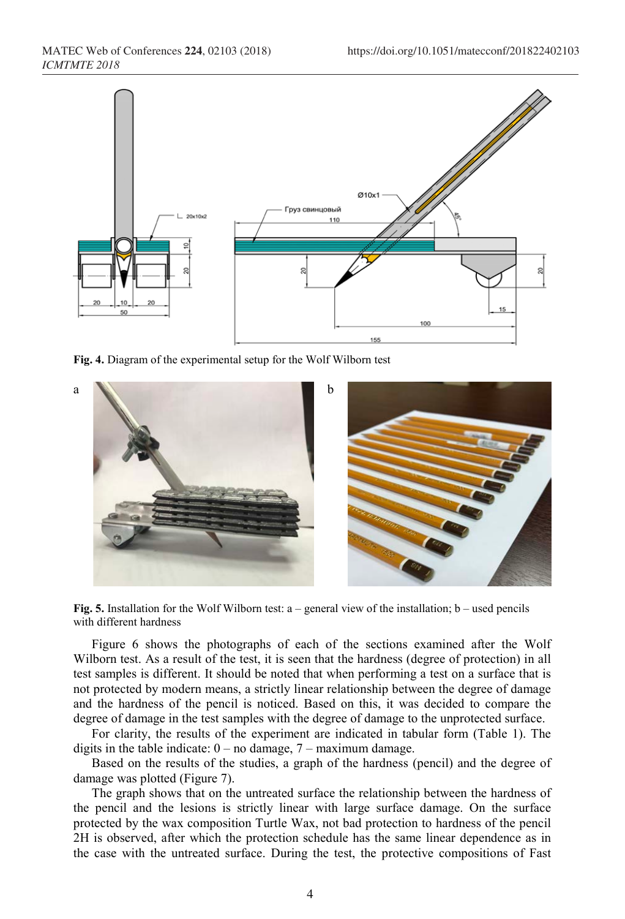**Fig. 4.** Diagram of the experimental setup for the Wolf Wilborn test

**Fig. 5.** Installation for the Wolf Wilborn test: a – general view of the installation; b – used pencils with different hardness

Figure 6 shows the photographs of each of the sections examined after the Wolf Wilborn test. As a result of the test, it is seen that the hardness (degree of protection) in all test samples is different. It should be noted that when performing a test on a surface that is not protected by modern means, a strictly linear relationship between the degree of damage and the hardness of the pencil is noticed. Based on this, it was decided to compare the degree of damage in the test samples with the degree of damage to the unprotected surface.

For clarity, the results of the experiment are indicated in tabular form (Table 1). The digits in the table indicate: 0 – no damage, 7 – maximum damage.

Based on the results of the studies, a graph of the hardness (pencil) and the degree of damage was plotted (Figure 7).

The graph shows that on the untreated surface the relationship between the hardness of the pencil and the lesions is strictly linear with large surface damage. On the surface protected by the wax composition Turtle Wax, not bad protection to hardness of the pencil 2H is observed, after which the protection schedule has the same linear dependence as in the case with the untreated surface. During the test, the protective compositions of Fast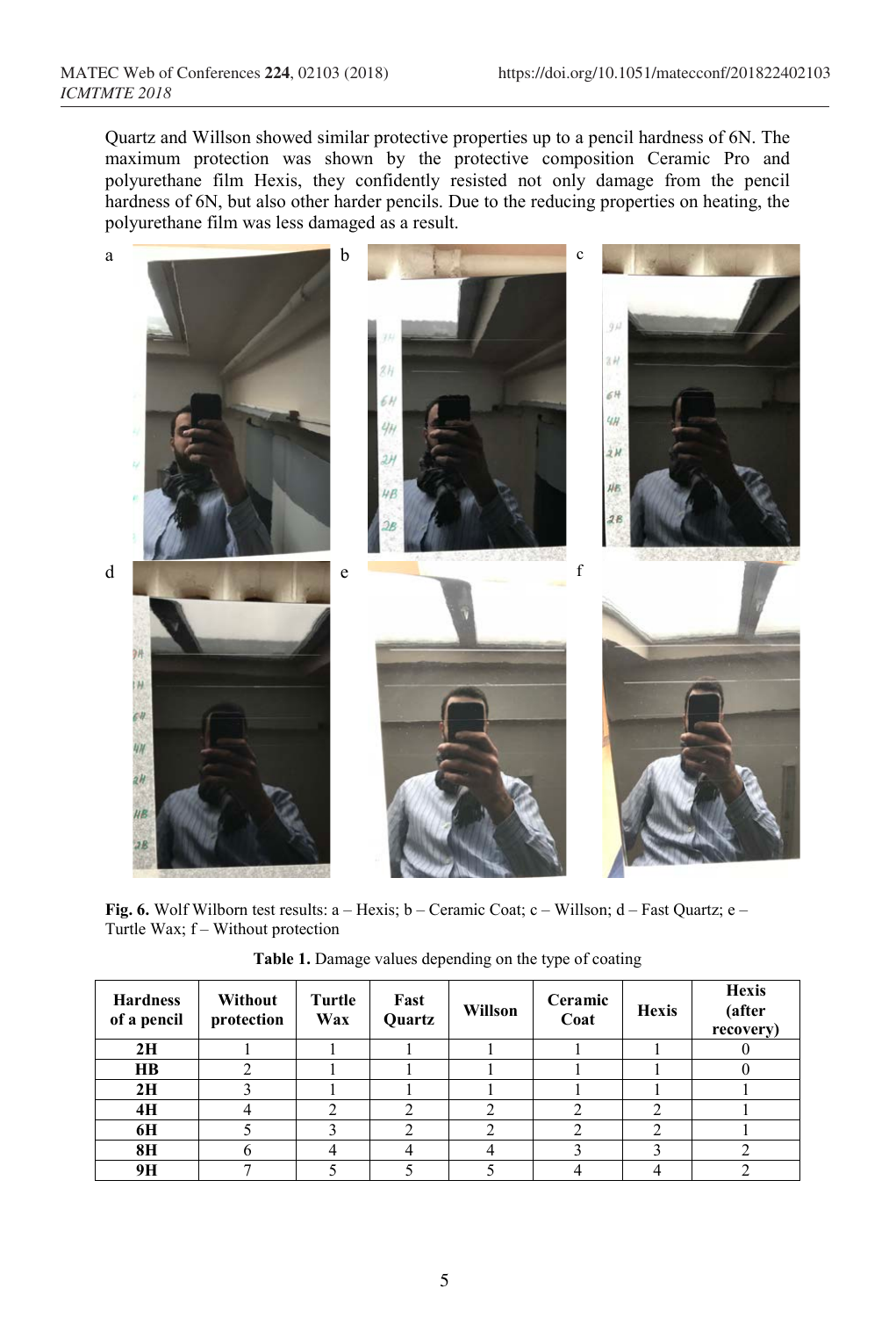Quartz and Willson showed similar protective properties up to a pencil hardness of 6N. The maximum protection was shown by the protective composition Ceramic Pro and polyurethane film Hexis, they confidently resisted not only damage from the pencil hardness of 6N, but also other harder pencils. Due to the reducing properties on heating, the polyurethane film was less damaged as a result.

**Fig. 6.** Wolf Wilborn test results: a – Hexis; b – Ceramic Coat; c – Willson; d – Fast Quartz; e – Turtle Wax; f – Without protection

**Table 1.** Damage values depending on the type of coating

| Hardness of a pencil | Without protection | Turtle Wax | Fast Quartz | Willson | Ceramic Coat | Hexis | Hexis (after recovery) |
|---|---|---|---|---|---|---|---|
| **2H** | 1 | 1 | 1 | 1 | 1 | 1 | 0 |
| **HB** | 2 | 1 | 1 | 1 | 1 | 1 | 0 |
| **2H** | 3 | 1 | 1 | 1 | 1 | 1 | 1 |
| **4H** | 4 | 2 | 2 | 2 | 2 | 2 | 1 |
| **6H** | 5 | 3 | 2 | 2 | 2 | 2 | 1 |
| **8H** | 6 | 4 | 4 | 4 | 3 | 3 | 2 |
| **9H** | 7 | 5 | 5 | 5 | 4 | 4 | 2 |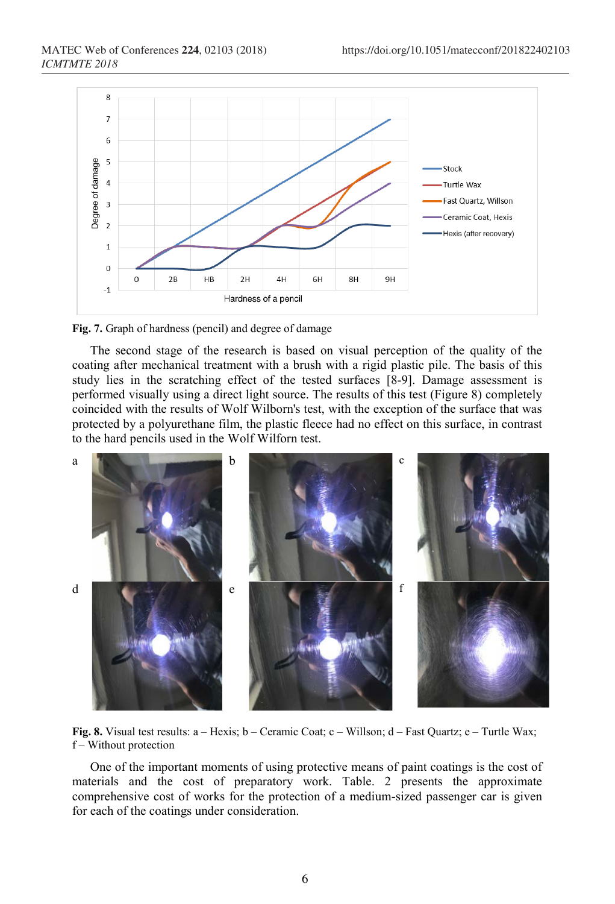**Fig. 7.** Graph of hardness (pencil) and degree of damage

The second stage of the research is based on visual perception of the quality of the coating after mechanical treatment with a brush with a rigid plastic pile. The basis of this study lies in the scratching effect of the tested surfaces [8-9]. Damage assessment is performed visually using a direct light source. The results of this test (Figure 8) completely coincided with the results of Wolf Wilborn's test, with the exception of the surface that was protected by a polyurethane film, the plastic fleece had no effect on this surface, in contrast to the hard pencils used in the Wolf Wilforn test.

**Fig. 8.** Visual test results: a – Hexis; b – Ceramic Coat; c – Willson; d – Fast Quartz; e – Turtle Wax; f – Without protection

One of the important moments of using protective means of paint coatings is the cost of materials and the cost of preparatory work. Table. 2 presents the approximate comprehensive cost of works for the protection of a medium-sized passenger car is given for each of the coatings under consideration.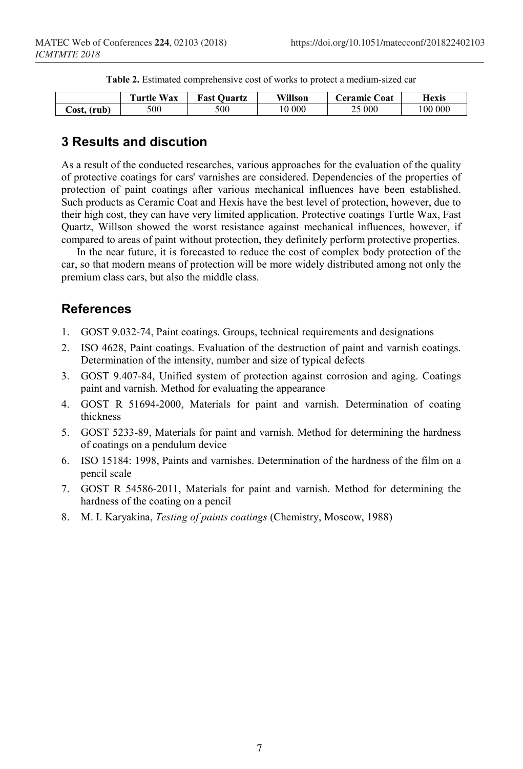**Table 2.** Estimated comprehensive cost of works to protect a medium-sized car

| | Turtle Wax | Fast Quartz | Willson | Ceramic Coat | Hexis |
|---|---|---|---|---|---|
| **Cost, (rub)** | 500 | 500 | 10 000 | 25 000 | 100 000 |

## 3 Results and discution

As a result of the conducted researches, various approaches for the evaluation of the quality of protective coatings for cars' varnishes are considered. Dependencies of the properties of protection of paint coatings after various mechanical influences have been established. Such products as Ceramic Coat and Hexis have the best level of protection, however, due to their high cost, they can have very limited application. Protective coatings Turtle Wax, Fast Quartz, Willson showed the worst resistance against mechanical influences, however, if compared to areas of paint without protection, they definitely perform protective properties.

In the near future, it is forecasted to reduce the cost of complex body protection of the car, so that modern means of protection will be more widely distributed among not only the premium class cars, but also the middle class.

## References

1. GOST 9.032-74, Paint coatings. Groups, technical requirements and designations
2. ISO 4628, Paint coatings. Evaluation of the destruction of paint and varnish coatings. Determination of the intensity, number and size of typical defects
3. GOST 9.407-84, Unified system of protection against corrosion and aging. Coatings paint and varnish. Method for evaluating the appearance
4. GOST R 51694-2000, Materials for paint and varnish. Determination of coating thickness
5. GOST 5233-89, Materials for paint and varnish. Method for determining the hardness of coatings on a pendulum device
6. ISO 15184: 1998, Paints and varnishes. Determination of the hardness of the film on a pencil scale
7. GOST R 54586-2011, Materials for paint and varnish. Method for determining the hardness of the coating on a pencil
8. M. I. Karyakina, *Testing of paints coatings* (Chemistry, Moscow, 1988)